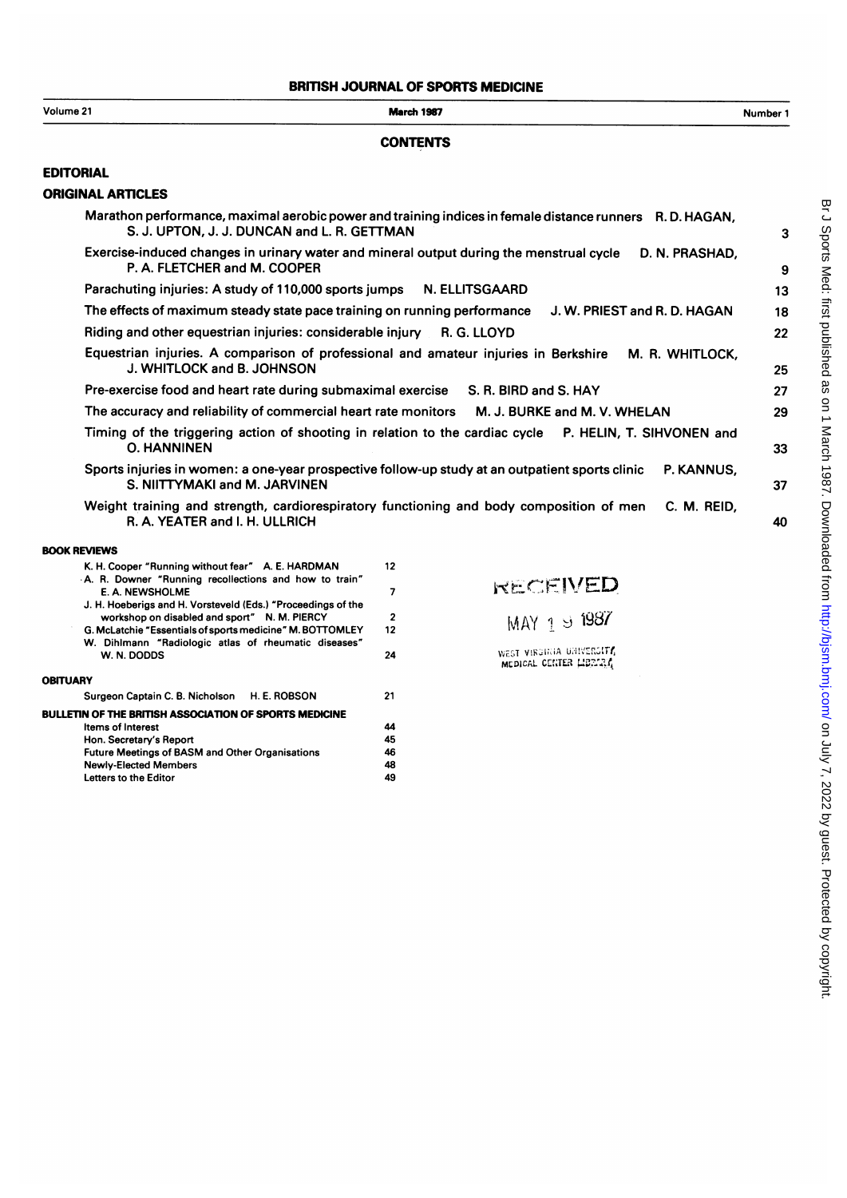# BRITISH JOURNAL OF SPORTS MEDICINE

Volume 21 — March 1987 — Number 1

## CONTENTS

### EDITORIAL

### ORIGINAL ARTICLES

| | |
|---|---|
| Marathon performance, maximal aerobic power and training indices in female distance runners R. D. HAGAN, S. J. UPTON, J. J. DUNCAN and L. R. GETTMAN | 3 |
| Exercise-induced changes in urinary water and mineral output during the menstrual cycle D. N. PRASHAD, P. A. FLETCHER and M. COOPER | 9 |
| Parachuting injuries: A study of 110,000 sports jumps N. ELLITSGAARD | 13 |
| The effects of maximum steady state pace training on running performance J. W. PRIEST and R. D. HAGAN | 18 |
| Riding and other equestrian injuries: considerable injury R. G. LLOYD | 22 |
| Equestrian injuries. A comparison of professional and amateur injuries in Berkshire M. R. WHITLOCK, J. WHITLOCK and B. JOHNSON | 25 |
| Pre-exercise food and heart rate during submaximal exercise S. R. BIRD and S. HAY | 27 |
| The accuracy and reliability of commercial heart rate monitors M. J. BURKE and M. V. WHELAN | 29 |
| Timing of the triggering action of shooting in relation to the cardiac cycle P. HELIN, T. SIHVONEN and O. HANNINEN | 33 |
| Sports injuries in women: a one-year prospective follow-up study at an outpatient sports clinic P. KANNUS, S. NIITTYMAKI and M. JARVINEN | 37 |
| Weight training and strength, cardiorespiratory functioning and body composition of men C. M. REID, R. A. YEATER and I. H. ULLRICH | 40 |

### BOOK REVIEWS

| | |
|---|---|
| K. H. Cooper "Running without fear" A. E. HARDMAN | 12 |
| A. R. Downer "Running recollections and how to train" E. A. NEWSHOLME | 7 |
| J. H. Hoeberigs and H. Vorsteveld (Eds.) "Proceedings of the workshop on disabled and sport" N. M. PIERCY | 2 |
| G. McLatchie "Essentials of sports medicine" M. BOTTOMLEY | 12 |
| W. Dihlmann "Radiologic atlas of rheumatic diseases" W. N. DODDS | 24 |

### OBITUARY

| | |
|---|---|
| Surgeon Captain C. B. Nicholson H. E. ROBSON | 21 |

### BULLETIN OF THE BRITISH ASSOCIATION OF SPORTS MEDICINE

| | |
|---|---|
| Items of Interest | 44 |
| Hon. Secretary's Report | 45 |
| Future Meetings of BASM and Other Organisations | 46 |
| Newly-Elected Members | 48 |
| Letters to the Editor | 49 |

RECEIVED
MAY 1 9 1987
WEST VIRGINIA UNIVERSITY MEDICAL CENTER LIBRARY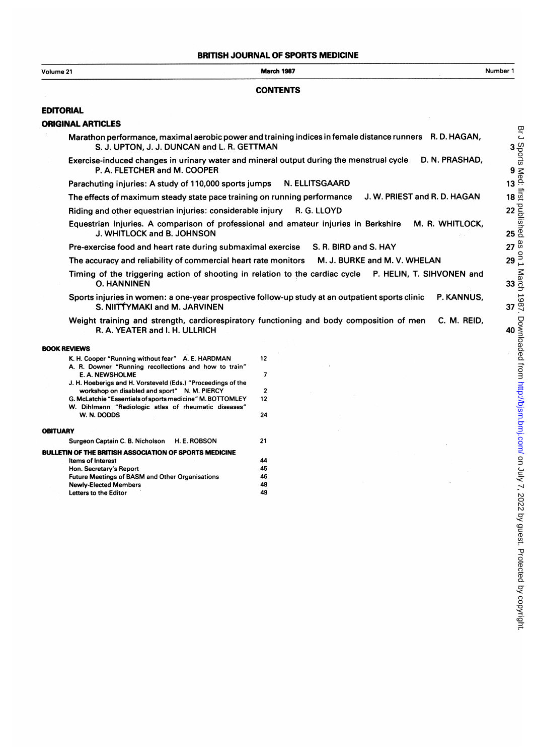# BRITISH JOURNAL OF SPORTS MEDICINE

Volume 21 | March 1987 | Number 1

## CONTENTS

### EDITORIAL

### ORIGINAL ARTICLES

Marathon performance, maximal aerobic power and training indices in female distance runners R. D. HAGAN, S. J. UPTON, J. J. DUNCAN and L. R. GETTMAN 3

Exercise-induced changes in urinary water and mineral output during the menstrual cycle D. N. PRASHAD, P. A. FLETCHER and M. COOPER 9

Parachuting injuries: A study of 110,000 sports jumps N. ELLITSGAARD 13

The effects of maximum steady state pace training on running performance J. W. PRIEST and R. D. HAGAN 18

Riding and other equestrian injuries: considerable injury R. G. LLOYD 22

Equestrian injuries. A comparison of professional and amateur injuries in Berkshire M. R. WHITLOCK, J. WHITLOCK and B. JOHNSON 25

Pre-exercise food and heart rate during submaximal exercise S. R. BIRD and S. HAY 27

The accuracy and reliability of commercial heart rate monitors M. J. BURKE and M. V. WHELAN 29

Timing of the triggering action of shooting in relation to the cardiac cycle P. HELIN, T. SIHVONEN and O. HANNINEN 33

Sports injuries in women: a one-year prospective follow-up study at an outpatient sports clinic P. KANNUS, S. NIITTYMAKI and M. JARVINEN 37

Weight training and strength, cardiorespiratory functioning and body composition of men C. M. REID, R. A. YEATER and I. H. ULLRICH 40

### BOOK REVIEWS

| | |
|---|---|
| K. H. Cooper "Running without fear" A. E. HARDMAN | 12 |
| A. R. Downer "Running recollections and how to train" E. A. NEWSHOLME | 7 |
| J. H. Hoeberigs and H. Vorsteveld (Eds.) "Proceedings of the workshop on disabled and sport" N. M. PIERCY | 2 |
| G. McLatchie "Essentials of sports medicine" M. BOTTOMLEY | 12 |
| W. Dihlmann "Radiologic atlas of rheumatic diseases" W. N. DODDS | 24 |

### OBITUARY

| | |
|---|---|
| Surgeon Captain C. B. Nicholson H. E. ROBSON | 21 |

### BULLETIN OF THE BRITISH ASSOCIATION OF SPORTS MEDICINE

| | |
|---|---|
| Items of Interest | 44 |
| Hon. Secretary's Report | 45 |
| Future Meetings of BASM and Other Organisations | 46 |
| Newly-Elected Members | 48 |
| Letters to the Editor | 49 |